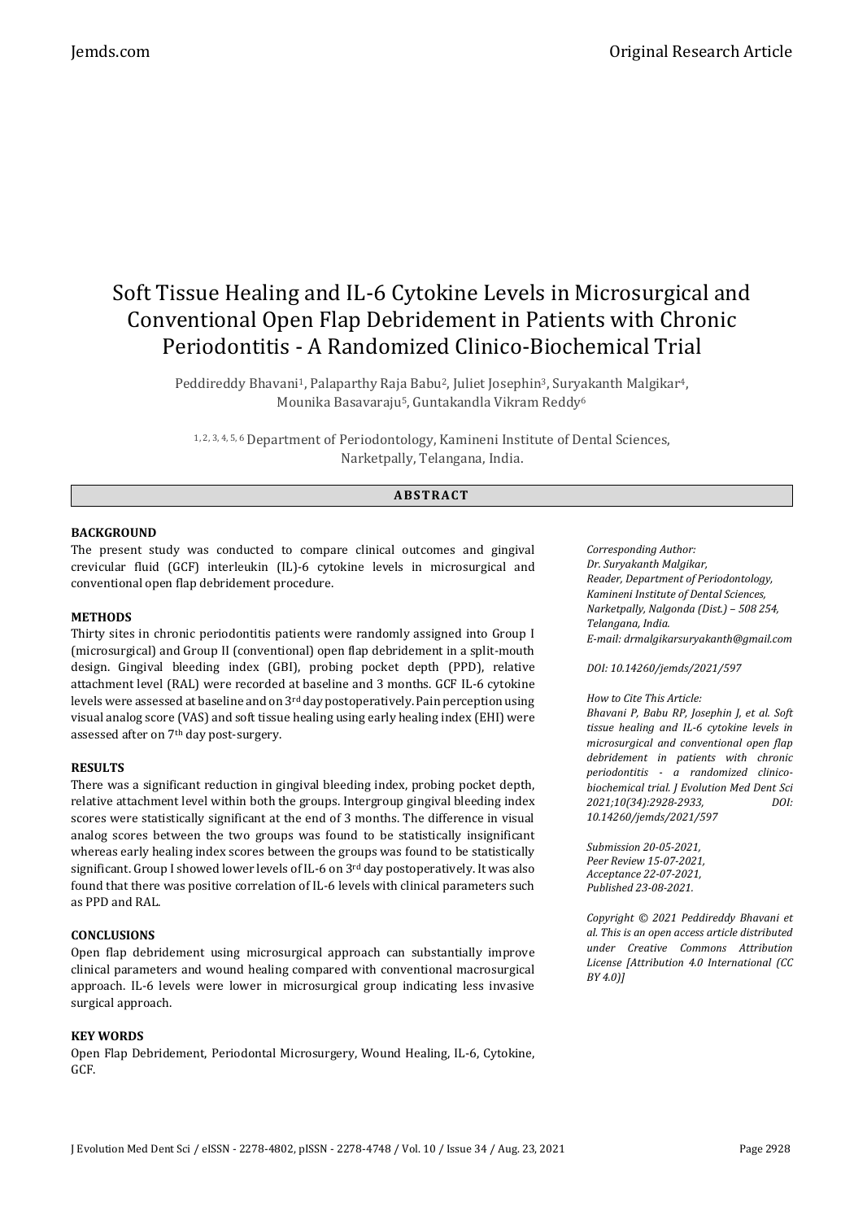# Soft Tissue Healing and IL-6 Cytokine Levels in Microsurgical and Conventional Open Flap Debridement in Patients with Chronic Periodontitis - A Randomized Clinico-Biochemical Trial

Peddireddy Bhavani[1], Palaparthy Raja Babu[2], Juliet Josephin[3], Suryakanth Malgikar[4], Mounika Basavaraju[5], Guntakandla Vikram Reddy[6]

[1, 2, 3, 4, 5, 6] Department of Periodontology, Kamineni Institute of Dental Sciences, Narketpally, Telangana, India.

## ABSTRACT

### BACKGROUND

The present study was conducted to compare clinical outcomes and gingival crevicular fluid (GCF) interleukin (IL)-6 cytokine levels in microsurgical and conventional open flap debridement procedure.

### METHODS

Thirty sites in chronic periodontitis patients were randomly assigned into Group I (microsurgical) and Group II (conventional) open flap debridement in a split-mouth design. Gingival bleeding index (GBI), probing pocket depth (PPD), relative attachment level (RAL) were recorded at baseline and 3 months. GCF IL-6 cytokine levels were assessed at baseline and on 3rd day postoperatively. Pain perception using visual analog score (VAS) and soft tissue healing using early healing index (EHI) were assessed after on 7th day post-surgery.

### RESULTS

There was a significant reduction in gingival bleeding index, probing pocket depth, relative attachment level within both the groups. Intergroup gingival bleeding index scores were statistically significant at the end of 3 months. The difference in visual analog scores between the two groups was found to be statistically insignificant whereas early healing index scores between the groups was found to be statistically significant. Group I showed lower levels of IL-6 on 3rd day postoperatively. It was also found that there was positive correlation of IL-6 levels with clinical parameters such as PPD and RAL.

### CONCLUSIONS

Open flap debridement using microsurgical approach can substantially improve clinical parameters and wound healing compared with conventional macrosurgical approach. IL-6 levels were lower in microsurgical group indicating less invasive surgical approach.

### KEY WORDS

Open Flap Debridement, Periodontal Microsurgery, Wound Healing, IL-6, Cytokine, GCF.

*Corresponding Author:*
*Dr. Suryakanth Malgikar,*
*Reader, Department of Periodontology,*
*Kamineni Institute of Dental Sciences,*
*Narketpally, Nalgonda (Dist.) – 508 254,*
*Telangana, India.*
*E-mail: drmalgikarsuryakanth@gmail.com*

*DOI: 10.14260/jemds/2021/597*

*How to Cite This Article:*
*Bhavani P, Babu RP, Josephin J, et al. Soft tissue healing and IL-6 cytokine levels in microsurgical and conventional open flap debridement in patients with chronic periodontitis - a randomized clinico-biochemical trial. J Evolution Med Dent Sci 2021;10(34):2928-2933, DOI: 10.14260/jemds/2021/597*

*Submission 20-05-2021,*
*Peer Review 15-07-2021,*
*Acceptance 22-07-2021,*
*Published 23-08-2021.*

*Copyright © 2021 Peddireddy Bhavani et al. This is an open access article distributed under Creative Commons Attribution License [Attribution 4.0 International (CC BY 4.0)]*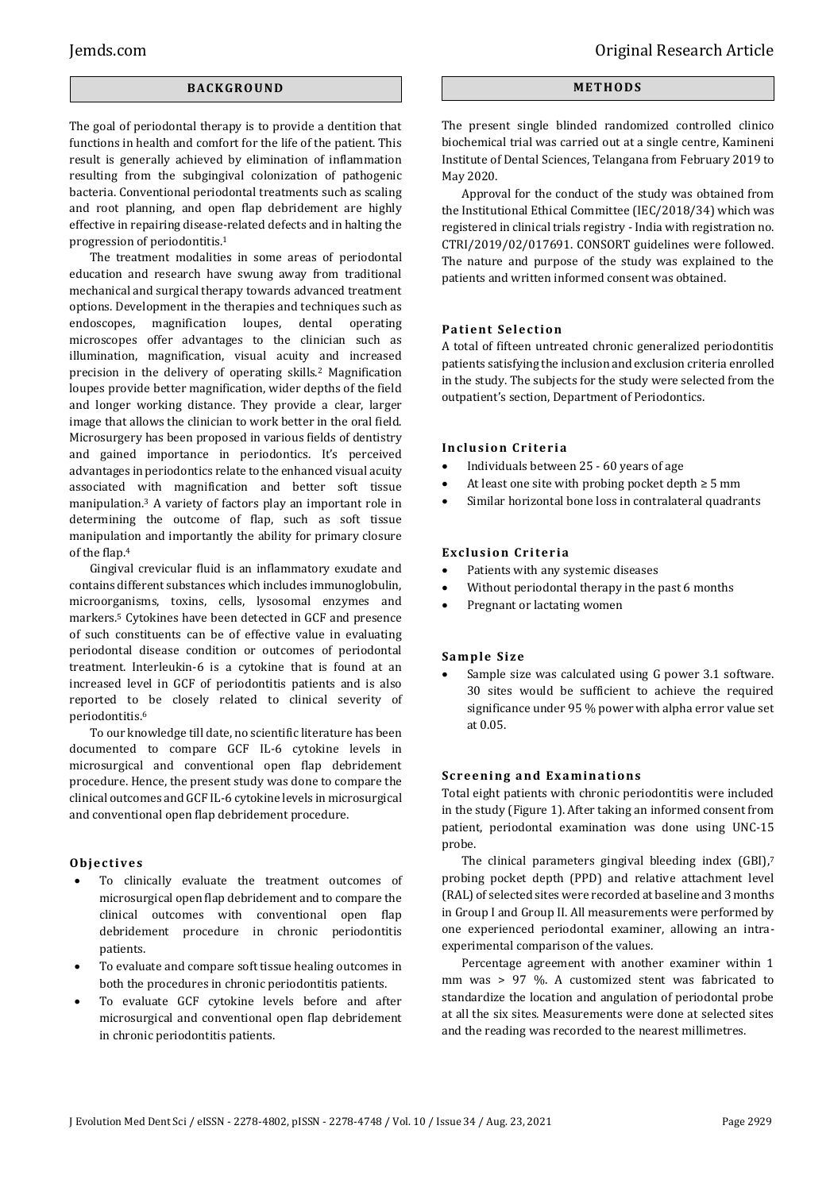## BACKGROUND

The goal of periodontal therapy is to provide a dentition that functions in health and comfort for the life of the patient. This result is generally achieved by elimination of inflammation resulting from the subgingival colonization of pathogenic bacteria. Conventional periodontal treatments such as scaling and root planning, and open flap debridement are highly effective in repairing disease-related defects and in halting the progression of periodontitis.[1]

The treatment modalities in some areas of periodontal education and research have swung away from traditional mechanical and surgical therapy towards advanced treatment options. Development in the therapies and techniques such as endoscopes, magnification loupes, dental operating microscopes offer advantages to the clinician such as illumination, magnification, visual acuity and increased precision in the delivery of operating skills.[2] Magnification loupes provide better magnification, wider depths of the field and longer working distance. They provide a clear, larger image that allows the clinician to work better in the oral field. Microsurgery has been proposed in various fields of dentistry and gained importance in periodontics. It's perceived advantages in periodontics relate to the enhanced visual acuity associated with magnification and better soft tissue manipulation.[3] A variety of factors play an important role in determining the outcome of flap, such as soft tissue manipulation and importantly the ability for primary closure of the flap.[4]

Gingival crevicular fluid is an inflammatory exudate and contains different substances which includes immunoglobulin, microorganisms, toxins, cells, lysosomal enzymes and markers.[5] Cytokines have been detected in GCF and presence of such constituents can be of effective value in evaluating periodontal disease condition or outcomes of periodontal treatment. Interleukin-6 is a cytokine that is found at an increased level in GCF of periodontitis patients and is also reported to be closely related to clinical severity of periodontitis.[6]

To our knowledge till date, no scientific literature has been documented to compare GCF IL-6 cytokine levels in microsurgical and conventional open flap debridement procedure. Hence, the present study was done to compare the clinical outcomes and GCF IL-6 cytokine levels in microsurgical and conventional open flap debridement procedure.

### Objectives

- To clinically evaluate the treatment outcomes of microsurgical open flap debridement and to compare the clinical outcomes with conventional open flap debridement procedure in chronic periodontitis patients.
- To evaluate and compare soft tissue healing outcomes in both the procedures in chronic periodontitis patients.
- To evaluate GCF cytokine levels before and after microsurgical and conventional open flap debridement in chronic periodontitis patients.

## METHODS

The present single blinded randomized controlled clinico biochemical trial was carried out at a single centre, Kamineni Institute of Dental Sciences, Telangana from February 2019 to May 2020.

Approval for the conduct of the study was obtained from the Institutional Ethical Committee (IEC/2018/34) which was registered in clinical trials registry - India with registration no. CTRI/2019/02/017691. CONSORT guidelines were followed. The nature and purpose of the study was explained to the patients and written informed consent was obtained.

### Patient Selection

A total of fifteen untreated chronic generalized periodontitis patients satisfying the inclusion and exclusion criteria enrolled in the study. The subjects for the study were selected from the outpatient's section, Department of Periodontics.

### Inclusion Criteria

- Individuals between 25 - 60 years of age
- At least one site with probing pocket depth ≥ 5 mm
- Similar horizontal bone loss in contralateral quadrants

### Exclusion Criteria

- Patients with any systemic diseases
- Without periodontal therapy in the past 6 months
- Pregnant or lactating women

### Sample Size

- Sample size was calculated using G power 3.1 software. 30 sites would be sufficient to achieve the required significance under 95 % power with alpha error value set at 0.05.

### Screening and Examinations

Total eight patients with chronic periodontitis were included in the study (Figure 1). After taking an informed consent from patient, periodontal examination was done using UNC-15 probe.

The clinical parameters gingival bleeding index (GBI),[7] probing pocket depth (PPD) and relative attachment level (RAL) of selected sites were recorded at baseline and 3 months in Group I and Group II. All measurements were performed by one experienced periodontal examiner, allowing an intra-experimental comparison of the values.

Percentage agreement with another examiner within 1 mm was > 97 %. A customized stent was fabricated to standardize the location and angulation of periodontal probe at all the six sites. Measurements were done at selected sites and the reading was recorded to the nearest millimetres.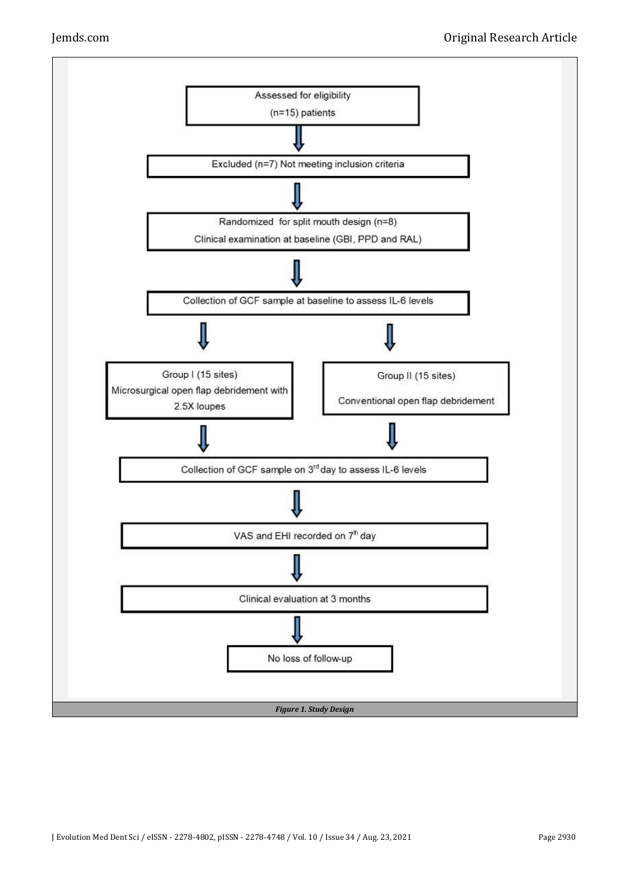Assessed for eligibility
(n=15) patients

↓

Excluded (n=7) Not meeting inclusion criteria

↓

Randomized for split mouth design (n=8)
Clinical examination at baseline (GBI, PPD and RAL)

↓

Collection of GCF sample at baseline to assess IL-6 levels

↓ ↓

| Group I (15 sites) | Group II (15 sites) |
|---|---|
| Microsurgical open flap debridement with 2.5X loupes | Conventional open flap debridement |

↓ ↓

Collection of GCF sample on 3rd day to assess IL-6 levels

↓

VAS and EHI recorded on 7th day

↓

Clinical evaluation at 3 months

↓

No loss of follow-up

*Figure 1. Study Design*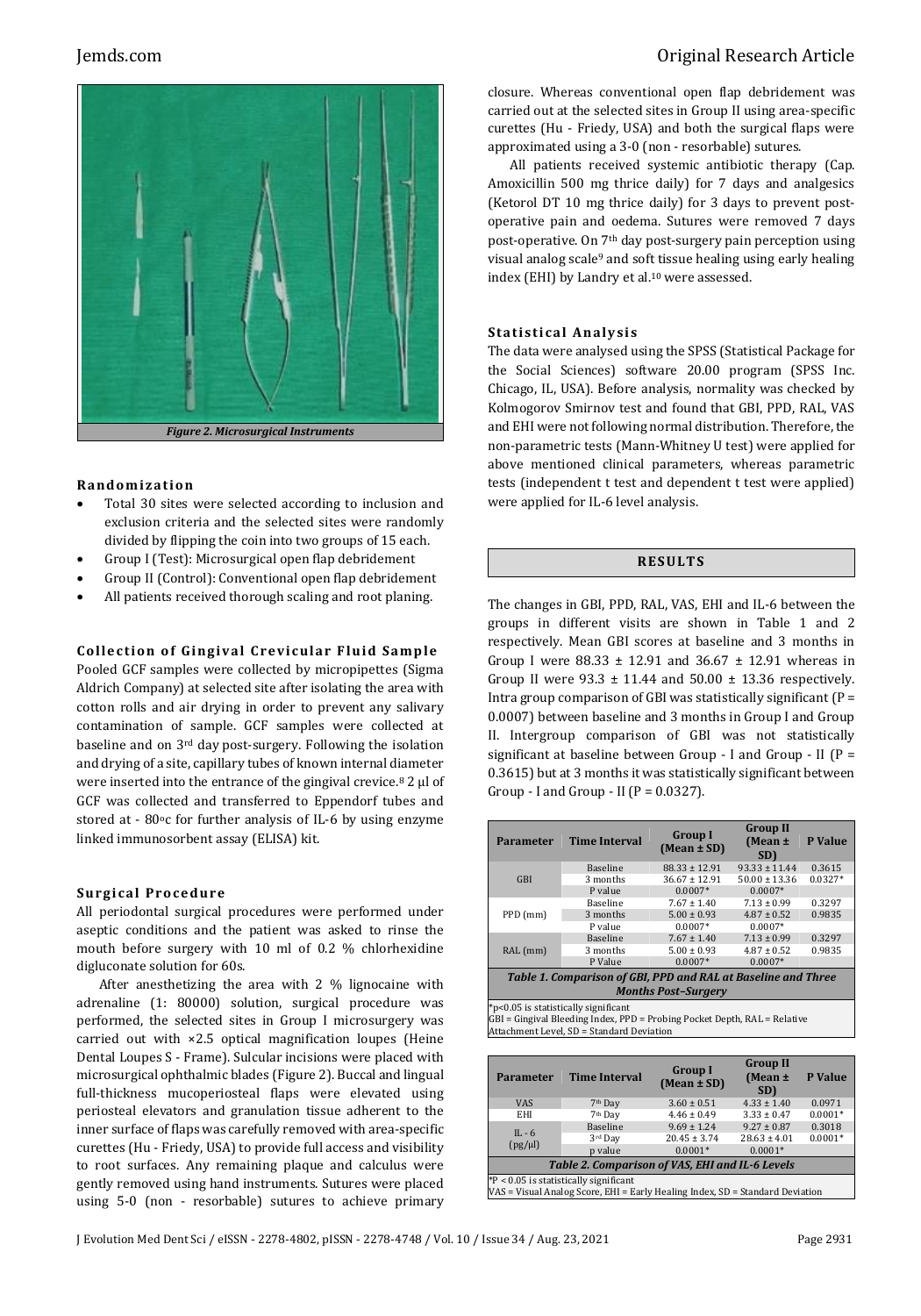*Figure 2. Microsurgical Instruments*

## Randomization

- Total 30 sites were selected according to inclusion and exclusion criteria and the selected sites were randomly divided by flipping the coin into two groups of 15 each.
- Group I (Test): Microsurgical open flap debridement
- Group II (Control): Conventional open flap debridement
- All patients received thorough scaling and root planing.

## Collection of Gingival Crevicular Fluid Sample

Pooled GCF samples were collected by micropipettes (Sigma Aldrich Company) at selected site after isolating the area with cotton rolls and air drying in order to prevent any salivary contamination of sample. GCF samples were collected at baseline and on 3rd day post-surgery. Following the isolation and drying of a site, capillary tubes of known internal diameter were inserted into the entrance of the gingival crevice.[8] 2 µl of GCF was collected and transferred to Eppendorf tubes and stored at - 80°c for further analysis of IL-6 by using enzyme linked immunosorbent assay (ELISA) kit.

## Surgical Procedure

All periodontal surgical procedures were performed under aseptic conditions and the patient was asked to rinse the mouth before surgery with 10 ml of 0.2 % chlorhexidine digluconate solution for 60s.

After anesthetizing the area with 2 % lignocaine with adrenaline (1: 80000) solution, surgical procedure was performed, the selected sites in Group I microsurgery was carried out with ×2.5 optical magnification loupes (Heine Dental Loupes S - Frame). Sulcular incisions were placed with microsurgical ophthalmic blades (Figure 2). Buccal and lingual full-thickness mucoperiosteal flaps were elevated using periosteal elevators and granulation tissue adherent to the inner surface of flaps was carefully removed with area-specific curettes (Hu - Friedy, USA) to provide full access and visibility to root surfaces. Any remaining plaque and calculus were gently removed using hand instruments. Sutures were placed using 5-0 (non - resorbable) sutures to achieve primary closure. Whereas conventional open flap debridement was carried out at the selected sites in Group II using area-specific curettes (Hu - Friedy, USA) and both the surgical flaps were approximated using a 3-0 (non - resorbable) sutures.

All patients received systemic antibiotic therapy (Cap. Amoxicillin 500 mg thrice daily) for 7 days and analgesics (Ketorol DT 10 mg thrice daily) for 3 days to prevent post-operative pain and oedema. Sutures were removed 7 days post-operative. On 7th day post-surgery pain perception using visual analog scale[9] and soft tissue healing using early healing index (EHI) by Landry et al.[10] were assessed.

## Statistical Analysis

The data were analysed using the SPSS (Statistical Package for the Social Sciences) software 20.00 program (SPSS Inc. Chicago, IL, USA). Before analysis, normality was checked by Kolmogorov Smirnov test and found that GBI, PPD, RAL, VAS and EHI were not following normal distribution. Therefore, the non-parametric tests (Mann-Whitney U test) were applied for above mentioned clinical parameters, whereas parametric tests (independent t test and dependent t test were applied) were applied for IL-6 level analysis.

# RESULTS

The changes in GBI, PPD, RAL, VAS, EHI and IL-6 between the groups in different visits are shown in Table 1 and 2 respectively. Mean GBI scores at baseline and 3 months in Group I were 88.33 ± 12.91 and 36.67 ± 12.91 whereas in Group II were 93.3 ± 11.44 and 50.00 ± 13.36 respectively. Intra group comparison of GBI was statistically significant (P = 0.0007) between baseline and 3 months in Group I and Group II. Intergroup comparison of GBI was not statistically significant at baseline between Group - I and Group - II (P = 0.3615) but at 3 months it was statistically significant between Group - I and Group - II (P = 0.0327).

| Parameter | Time Interval | Group I (Mean ± SD) | Group II (Mean ± SD) | P Value |
|---|---|---|---|---|
| GBI | Baseline | 88.33 ± 12.91 | 93.33 ± 11.44 | 0.3615 |
| | 3 months | 36.67 ± 12.91 | 50.00 ± 13.36 | 0.0327* |
| | P value | 0.0007* | 0.0007* | |
| PPD (mm) | Baseline | 7.67 ± 1.40 | 7.13 ± 0.99 | 0.3297 |
| | 3 months | 5.00 ± 0.93 | 4.87 ± 0.52 | 0.9835 |
| | P value | 0.0007* | 0.0007* | |
| RAL (mm) | Baseline | 7.67 ± 1.40 | 7.13 ± 0.99 | 0.3297 |
| | 3 months | 5.00 ± 0.93 | 4.87 ± 0.52 | 0.9835 |
| | P Value | 0.0007* | 0.0007* | |

*Table 1. Comparison of GBI, PPD and RAL at Baseline and Three Months Post–Surgery*

*p<0.05 is statistically significant
GBI = Gingival Bleeding Index, PPD = Probing Pocket Depth, RAL = Relative Attachment Level, SD = Standard Deviation

| Parameter | Time Interval | Group I (Mean ± SD) | Group II (Mean ± SD) | P Value |
|---|---|---|---|---|
| VAS | 7th Day | 3.60 ± 0.51 | 4.33 ± 1.40 | 0.0971 |
| EHI | 7th Day | 4.46 ± 0.49 | 3.33 ± 0.47 | 0.0001* |
| IL - 6 (pg/µl) | Baseline | 9.69 ± 1.24 | 9.27 ± 0.87 | 0.3018 |
| | 3rd Day | 20.45 ± 3.74 | 28.63 ± 4.01 | 0.0001* |
| | p value | 0.0001* | 0.0001* | |

*Table 2. Comparison of VAS, EHI and IL-6 Levels*

*P < 0.05 is statistically significant
VAS = Visual Analog Score, EHI = Early Healing Index, SD = Standard Deviation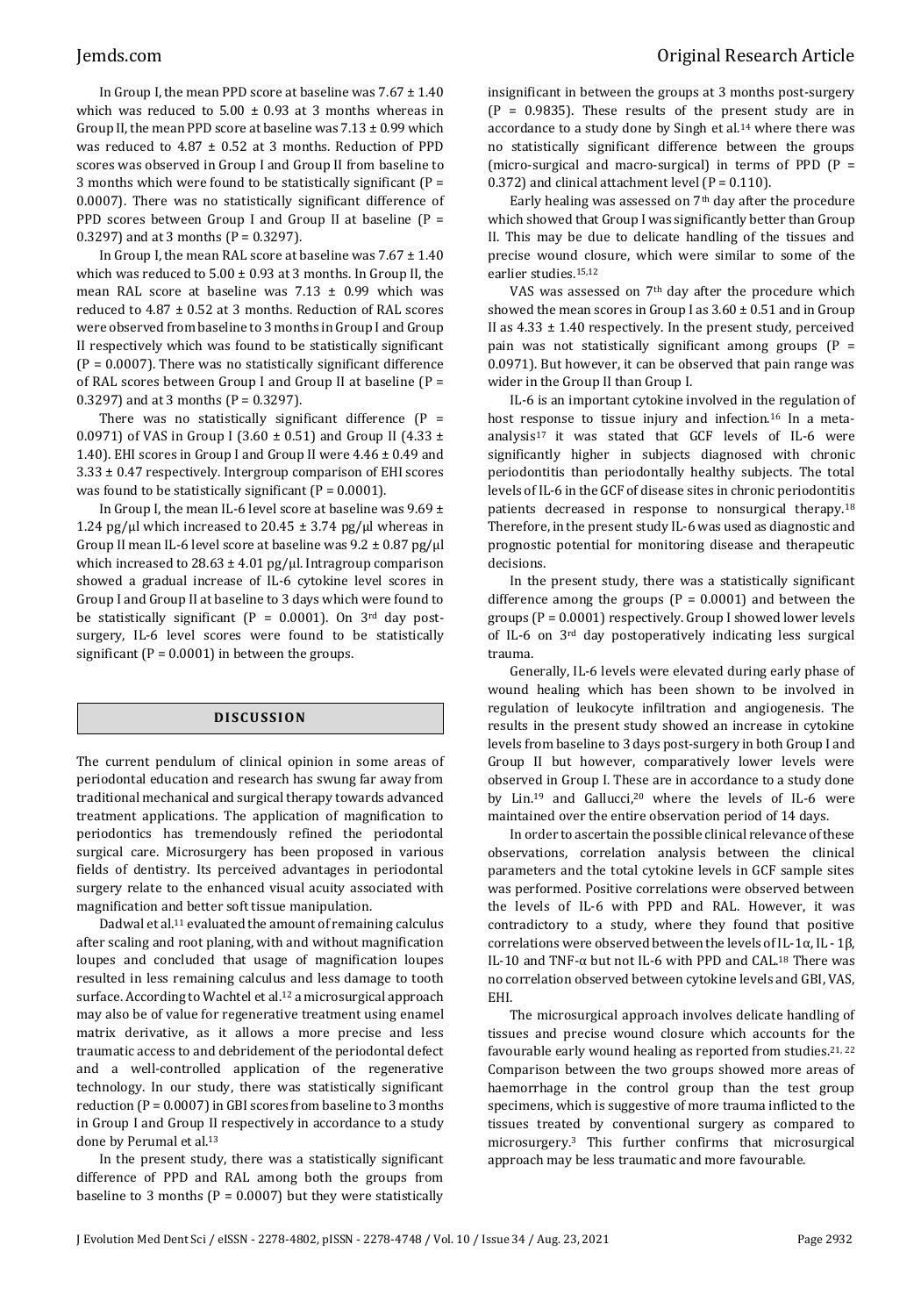In Group I, the mean PPD score at baseline was 7.67 ± 1.40 which was reduced to 5.00 ± 0.93 at 3 months whereas in Group II, the mean PPD score at baseline was 7.13 ± 0.99 which was reduced to 4.87 ± 0.52 at 3 months. Reduction of PPD scores was observed in Group I and Group II from baseline to 3 months which were found to be statistically significant (P = 0.0007). There was no statistically significant difference of PPD scores between Group I and Group II at baseline (P = 0.3297) and at 3 months (P = 0.3297).

In Group I, the mean RAL score at baseline was 7.67 ± 1.40 which was reduced to 5.00 ± 0.93 at 3 months. In Group II, the mean RAL score at baseline was 7.13 ± 0.99 which was reduced to 4.87 ± 0.52 at 3 months. Reduction of RAL scores were observed from baseline to 3 months in Group I and Group II respectively which was found to be statistically significant (P = 0.0007). There was no statistically significant difference of RAL scores between Group I and Group II at baseline (P = 0.3297) and at 3 months (P = 0.3297).

There was no statistically significant difference (P = 0.0971) of VAS in Group I (3.60 ± 0.51) and Group II (4.33 ± 1.40). EHI scores in Group I and Group II were 4.46 ± 0.49 and 3.33 ± 0.47 respectively. Intergroup comparison of EHI scores was found to be statistically significant (P = 0.0001).

In Group I, the mean IL-6 level score at baseline was 9.69 ± 1.24 pg/μl which increased to 20.45 ± 3.74 pg/μl whereas in Group II mean IL-6 level score at baseline was 9.2 ± 0.87 pg/μl which increased to 28.63 ± 4.01 pg/μl. Intragroup comparison showed a gradual increase of IL-6 cytokine level scores in Group I and Group II at baseline to 3 days which were found to be statistically significant (P = 0.0001). On 3rd day post-surgery, IL-6 level scores were found to be statistically significant (P = 0.0001) in between the groups.

## DISCUSSION

The current pendulum of clinical opinion in some areas of periodontal education and research has swung far away from traditional mechanical and surgical therapy towards advanced treatment applications. The application of magnification to periodontics has tremendously refined the periodontal surgical care. Microsurgery has been proposed in various fields of dentistry. Its perceived advantages in periodontal surgery relate to the enhanced visual acuity associated with magnification and better soft tissue manipulation.

Dadwal et al.[11] evaluated the amount of remaining calculus after scaling and root planing, with and without magnification loupes and concluded that usage of magnification loupes resulted in less remaining calculus and less damage to tooth surface. According to Wachtel et al.[12] a microsurgical approach may also be of value for regenerative treatment using enamel matrix derivative, as it allows a more precise and less traumatic access to and debridement of the periodontal defect and a well-controlled application of the regenerative technology. In our study, there was statistically significant reduction (P = 0.0007) in GBI scores from baseline to 3 months in Group I and Group II respectively in accordance to a study done by Perumal et al.[13]

In the present study, there was a statistically significant difference of PPD and RAL among both the groups from baseline to 3 months (P = 0.0007) but they were statistically insignificant in between the groups at 3 months post-surgery (P = 0.9835). These results of the present study are in accordance to a study done by Singh et al.[14] where there was no statistically significant difference between the groups (micro-surgical and macro-surgical) in terms of PPD (P = 0.372) and clinical attachment level (P = 0.110).

Early healing was assessed on 7th day after the procedure which showed that Group I was significantly better than Group II. This may be due to delicate handling of the tissues and precise wound closure, which were similar to some of the earlier studies.[15,12]

VAS was assessed on 7th day after the procedure which showed the mean scores in Group I as 3.60 ± 0.51 and in Group II as 4.33 ± 1.40 respectively. In the present study, perceived pain was not statistically significant among groups (P = 0.0971). But however, it can be observed that pain range was wider in the Group II than Group I.

IL-6 is an important cytokine involved in the regulation of host response to tissue injury and infection.[16] In a meta-analysis[17] it was stated that GCF levels of IL-6 were significantly higher in subjects diagnosed with chronic periodontitis than periodontally healthy subjects. The total levels of IL-6 in the GCF of disease sites in chronic periodontitis patients decreased in response to nonsurgical therapy.[18] Therefore, in the present study IL-6 was used as diagnostic and prognostic potential for monitoring disease and therapeutic decisions.

In the present study, there was a statistically significant difference among the groups (P = 0.0001) and between the groups (P = 0.0001) respectively. Group I showed lower levels of IL-6 on 3rd day postoperatively indicating less surgical trauma.

Generally, IL-6 levels were elevated during early phase of wound healing which has been shown to be involved in regulation of leukocyte infiltration and angiogenesis. The results in the present study showed an increase in cytokine levels from baseline to 3 days post-surgery in both Group I and Group II but however, comparatively lower levels were observed in Group I. These are in accordance to a study done by Lin.[19] and Gallucci,[20] where the levels of IL-6 were maintained over the entire observation period of 14 days.

In order to ascertain the possible clinical relevance of these observations, correlation analysis between the clinical parameters and the total cytokine levels in GCF sample sites was performed. Positive correlations were observed between the levels of IL-6 with PPD and RAL. However, it was contradictory to a study, where they found that positive correlations were observed between the levels of IL-1α, IL - 1β, IL-10 and TNF-α but not IL-6 with PPD and CAL.[18] There was no correlation observed between cytokine levels and GBI, VAS, EHI.

The microsurgical approach involves delicate handling of tissues and precise wound closure which accounts for the favourable early wound healing as reported from studies.[21,22] Comparison between the two groups showed more areas of haemorrhage in the control group than the test group specimens, which is suggestive of more trauma inflicted to the tissues treated by conventional surgery as compared to microsurgery.[3] This further confirms that microsurgical approach may be less traumatic and more favourable.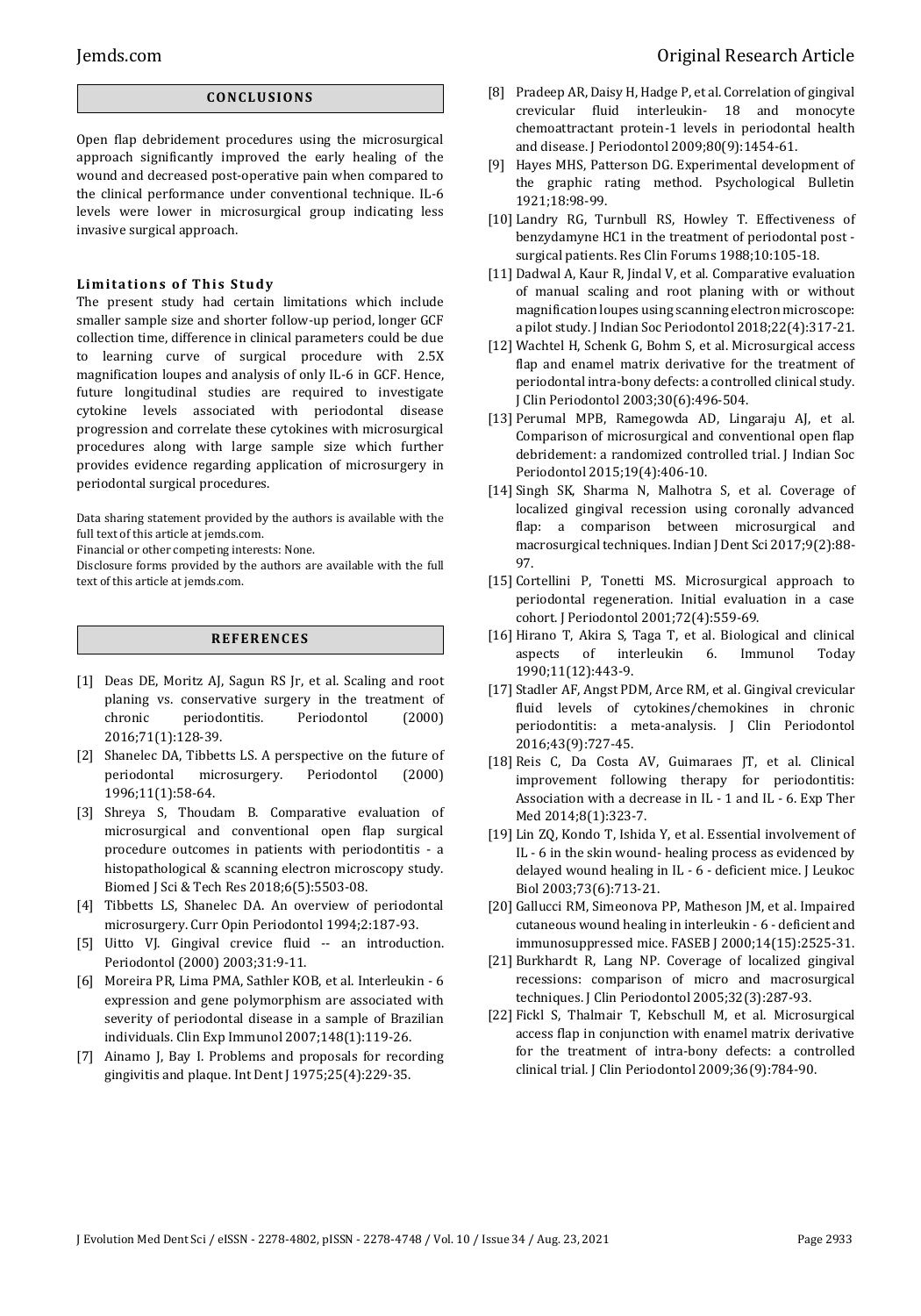## CONCLUSIONS

Open flap debridement procedures using the microsurgical approach significantly improved the early healing of the wound and decreased post-operative pain when compared to the clinical performance under conventional technique. IL-6 levels were lower in microsurgical group indicating less invasive surgical approach.

### Limitations of This Study

The present study had certain limitations which include smaller sample size and shorter follow-up period, longer GCF collection time, difference in clinical parameters could be due to learning curve of surgical procedure with 2.5X magnification loupes and analysis of only IL-6 in GCF. Hence, future longitudinal studies are required to investigate cytokine levels associated with periodontal disease progression and correlate these cytokines with microsurgical procedures along with large sample size which further provides evidence regarding application of microsurgery in periodontal surgical procedures.

Data sharing statement provided by the authors is available with the full text of this article at jemds.com.

Financial or other competing interests: None.

Disclosure forms provided by the authors are available with the full text of this article at jemds.com.

## REFERENCES

[1] Deas DE, Moritz AJ, Sagun RS Jr, et al. Scaling and root planing vs. conservative surgery in the treatment of chronic periodontitis. Periodontol (2000) 2016;71(1):128-39.

[2] Shanelec DA, Tibbetts LS. A perspective on the future of periodontal microsurgery. Periodontol (2000) 1996;11(1):58-64.

[3] Shreya S, Thoudam B. Comparative evaluation of microsurgical and conventional open flap surgical procedure outcomes in patients with periodontitis - a histopathological & scanning electron microscopy study. Biomed J Sci & Tech Res 2018;6(5):5503-08.

[4] Tibbetts LS, Shanelec DA. An overview of periodontal microsurgery. Curr Opin Periodontol 1994;2:187-93.

[5] Uitto VJ. Gingival crevice fluid -- an introduction. Periodontol (2000) 2003;31:9-11.

[6] Moreira PR, Lima PMA, Sathler KOB, et al. Interleukin - 6 expression and gene polymorphism are associated with severity of periodontal disease in a sample of Brazilian individuals. Clin Exp Immunol 2007;148(1):119-26.

[7] Ainamo J, Bay I. Problems and proposals for recording gingivitis and plaque. Int Dent J 1975;25(4):229-35.

[8] Pradeep AR, Daisy H, Hadge P, et al. Correlation of gingival crevicular fluid interleukin- 18 and monocyte chemoattractant protein-1 levels in periodontal health and disease. J Periodontol 2009;80(9):1454-61.

[9] Hayes MHS, Patterson DG. Experimental development of the graphic rating method. Psychological Bulletin 1921;18:98-99.

[10] Landry RG, Turnbull RS, Howley T. Effectiveness of benzydamyne HC1 in the treatment of periodontal post - surgical patients. Res Clin Forums 1988;10:105-18.

[11] Dadwal A, Kaur R, Jindal V, et al. Comparative evaluation of manual scaling and root planing with or without magnification loupes using scanning electron microscope: a pilot study. J Indian Soc Periodontol 2018;22(4):317-21.

[12] Wachtel H, Schenk G, Bohm S, et al. Microsurgical access flap and enamel matrix derivative for the treatment of periodontal intra-bony defects: a controlled clinical study. J Clin Periodontol 2003;30(6):496-504.

[13] Perumal MPB, Ramegowda AD, Lingaraju AJ, et al. Comparison of microsurgical and conventional open flap debridement: a randomized controlled trial. J Indian Soc Periodontol 2015;19(4):406-10.

[14] Singh SK, Sharma N, Malhotra S, et al. Coverage of localized gingival recession using coronally advanced flap: a comparison between microsurgical and macrosurgical techniques. Indian J Dent Sci 2017;9(2):88-97.

[15] Cortellini P, Tonetti MS. Microsurgical approach to periodontal regeneration. Initial evaluation in a case cohort. J Periodontol 2001;72(4):559-69.

[16] Hirano T, Akira S, Taga T, et al. Biological and clinical aspects of interleukin 6. Immunol Today 1990;11(12):443-9.

[17] Stadler AF, Angst PDM, Arce RM, et al. Gingival crevicular fluid levels of cytokines/chemokines in chronic periodontitis: a meta-analysis. J Clin Periodontol 2016;43(9):727-45.

[18] Reis C, Da Costa AV, Guimaraes JT, et al. Clinical improvement following therapy for periodontitis: Association with a decrease in IL - 1 and IL - 6. Exp Ther Med 2014;8(1):323-7.

[19] Lin ZQ, Kondo T, Ishida Y, et al. Essential involvement of IL - 6 in the skin wound- healing process as evidenced by delayed wound healing in IL - 6 - deficient mice. J Leukoc Biol 2003;73(6):713-21.

[20] Gallucci RM, Simeonova PP, Matheson JM, et al. Impaired cutaneous wound healing in interleukin - 6 - deficient and immunosuppressed mice. FASEB J 2000;14(15):2525-31.

[21] Burkhardt R, Lang NP. Coverage of localized gingival recessions: comparison of micro and macrosurgical techniques. J Clin Periodontol 2005;32(3):287-93.

[22] Fickl S, Thalmair T, Kebschull M, et al. Microsurgical access flap in conjunction with enamel matrix derivative for the treatment of intra-bony defects: a controlled clinical trial. J Clin Periodontol 2009;36(9):784-90.